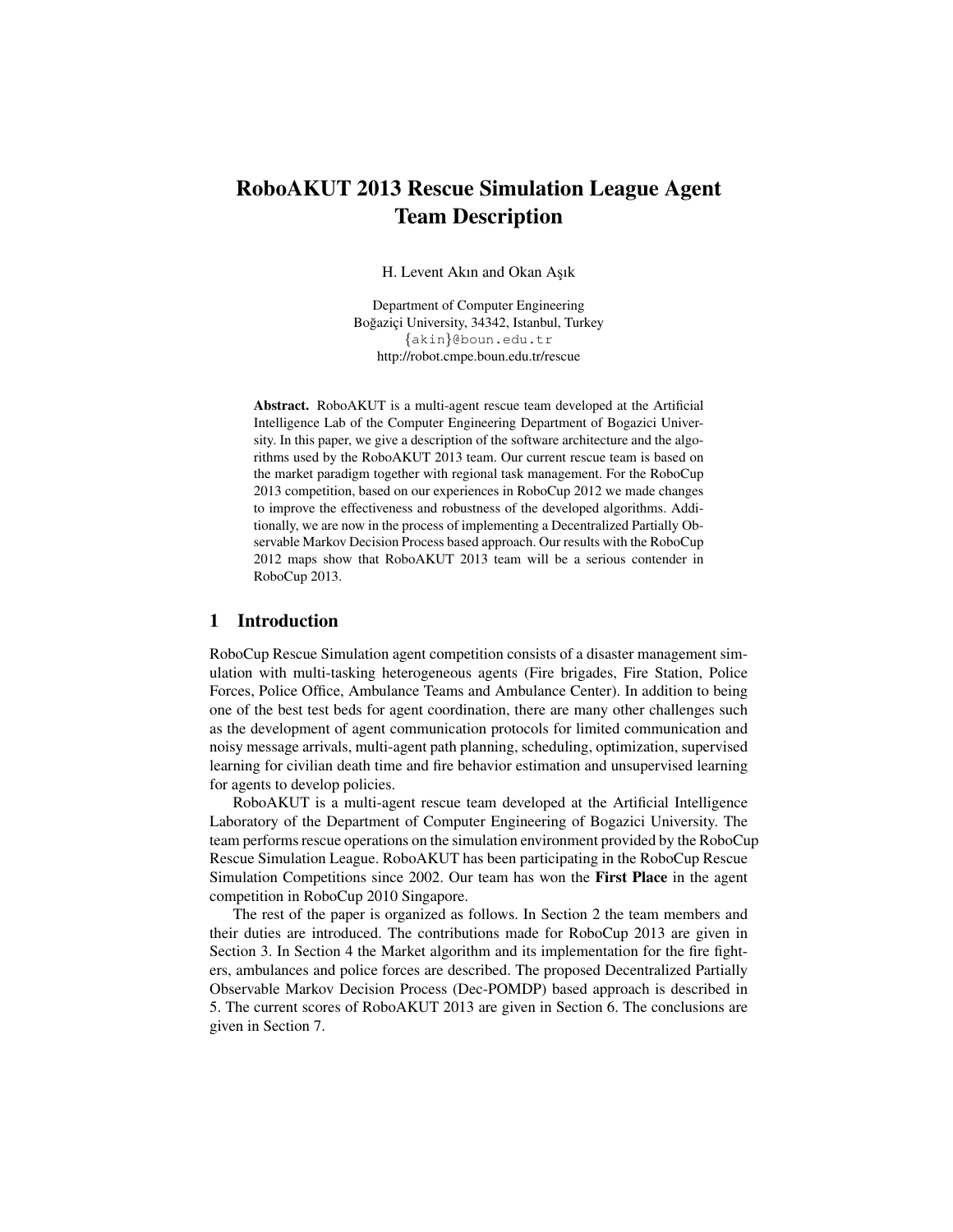# RoboAKUT 2013 Rescue Simulation League Agent Team Description

H. Levent Akın and Okan Aşık

Department of Computer Engineering
Boğaziçi University, 34342, Istanbul, Turkey
{akin}@boun.edu.tr
http://robot.cmpe.boun.edu.tr/rescue

**Abstract.** RoboAKUT is a multi-agent rescue team developed at the Artificial Intelligence Lab of the Computer Engineering Department of Bogazici University. In this paper, we give a description of the software architecture and the algorithms used by the RoboAKUT 2013 team. Our current rescue team is based on the market paradigm together with regional task management. For the RoboCup 2013 competition, based on our experiences in RoboCup 2012 we made changes to improve the effectiveness and robustness of the developed algorithms. Additionally, we are now in the process of implementing a Decentralized Partially Observable Markov Decision Process based approach. Our results with the RoboCup 2012 maps show that RoboAKUT 2013 team will be a serious contender in RoboCup 2013.

## 1 Introduction

RoboCup Rescue Simulation agent competition consists of a disaster management simulation with multi-tasking heterogeneous agents (Fire brigades, Fire Station, Police Forces, Police Office, Ambulance Teams and Ambulance Center). In addition to being one of the best test beds for agent coordination, there are many other challenges such as the development of agent communication protocols for limited communication and noisy message arrivals, multi-agent path planning, scheduling, optimization, supervised learning for civilian death time and fire behavior estimation and unsupervised learning for agents to develop policies.

RoboAKUT is a multi-agent rescue team developed at the Artificial Intelligence Laboratory of the Department of Computer Engineering of Bogazici University. The team performs rescue operations on the simulation environment provided by the RoboCup Rescue Simulation League. RoboAKUT has been participating in the RoboCup Rescue Simulation Competitions since 2002. Our team has won the **First Place** in the agent competition in RoboCup 2010 Singapore.

The rest of the paper is organized as follows. In Section 2 the team members and their duties are introduced. The contributions made for RoboCup 2013 are given in Section 3. In Section 4 the Market algorithm and its implementation for the fire fighters, ambulances and police forces are described. The proposed Decentralized Partially Observable Markov Decision Process (Dec-POMDP) based approach is described in 5. The current scores of RoboAKUT 2013 are given in Section 6. The conclusions are given in Section 7.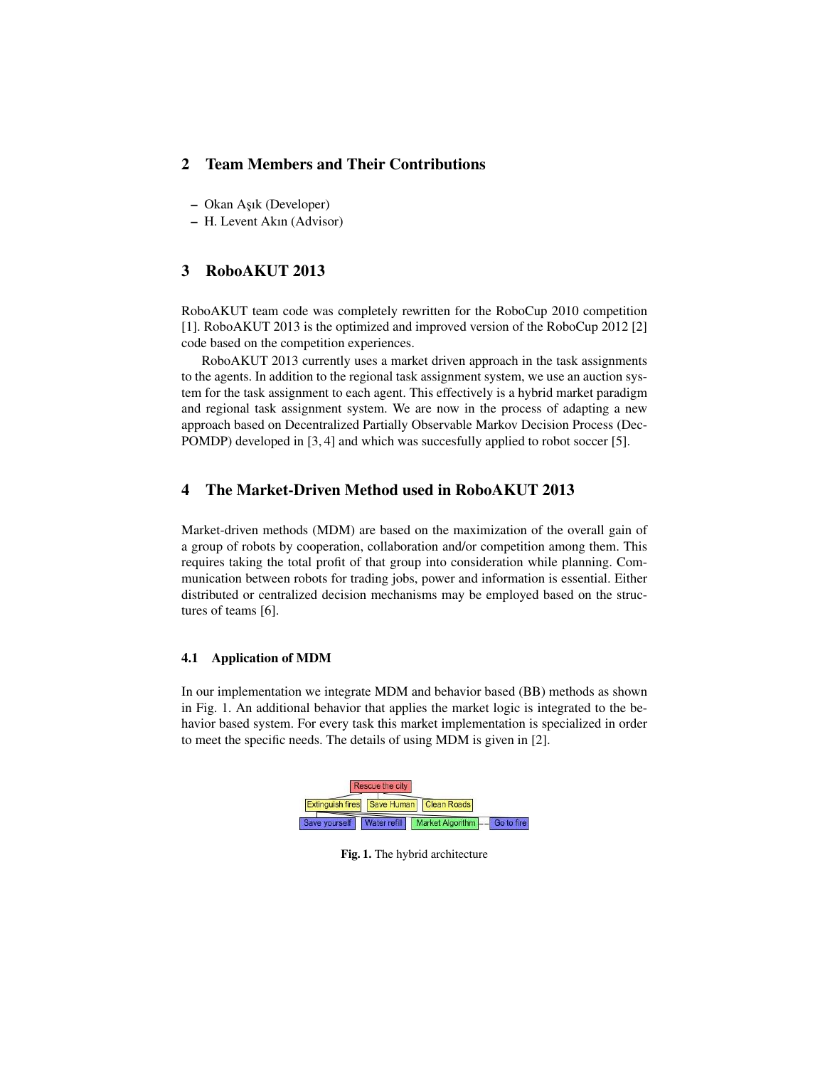## 2 Team Members and Their Contributions

- Okan Aşık (Developer)
- H. Levent Akın (Advisor)

## 3 RoboAKUT 2013

RoboAKUT team code was completely rewritten for the RoboCup 2010 competition [1]. RoboAKUT 2013 is the optimized and improved version of the RoboCup 2012 [2] code based on the competition experiences.

RoboAKUT 2013 currently uses a market driven approach in the task assignments to the agents. In addition to the regional task assignment system, we use an auction system for the task assignment to each agent. This effectively is a hybrid market paradigm and regional task assignment system. We are now in the process of adapting a new approach based on Decentralized Partially Observable Markov Decision Process (Dec-POMDP) developed in [3, 4] and which was succesfully applied to robot soccer [5].

## 4 The Market-Driven Method used in RoboAKUT 2013

Market-driven methods (MDM) are based on the maximization of the overall gain of a group of robots by cooperation, collaboration and/or competition among them. This requires taking the total profit of that group into consideration while planning. Communication between robots for trading jobs, power and information is essential. Either distributed or centralized decision mechanisms may be employed based on the structures of teams [6].

### 4.1 Application of MDM

In our implementation we integrate MDM and behavior based (BB) methods as shown in Fig. 1. An additional behavior that applies the market logic is integrated to the behavior based system. For every task this market implementation is specialized in order to meet the specific needs. The details of using MDM is given in [2].

Rescue the city

Extinguish fires | Save Human | Clean Roads

Save yourself | Water refill | Market Algorithm -- Go to fire

**Fig. 1.** The hybrid architecture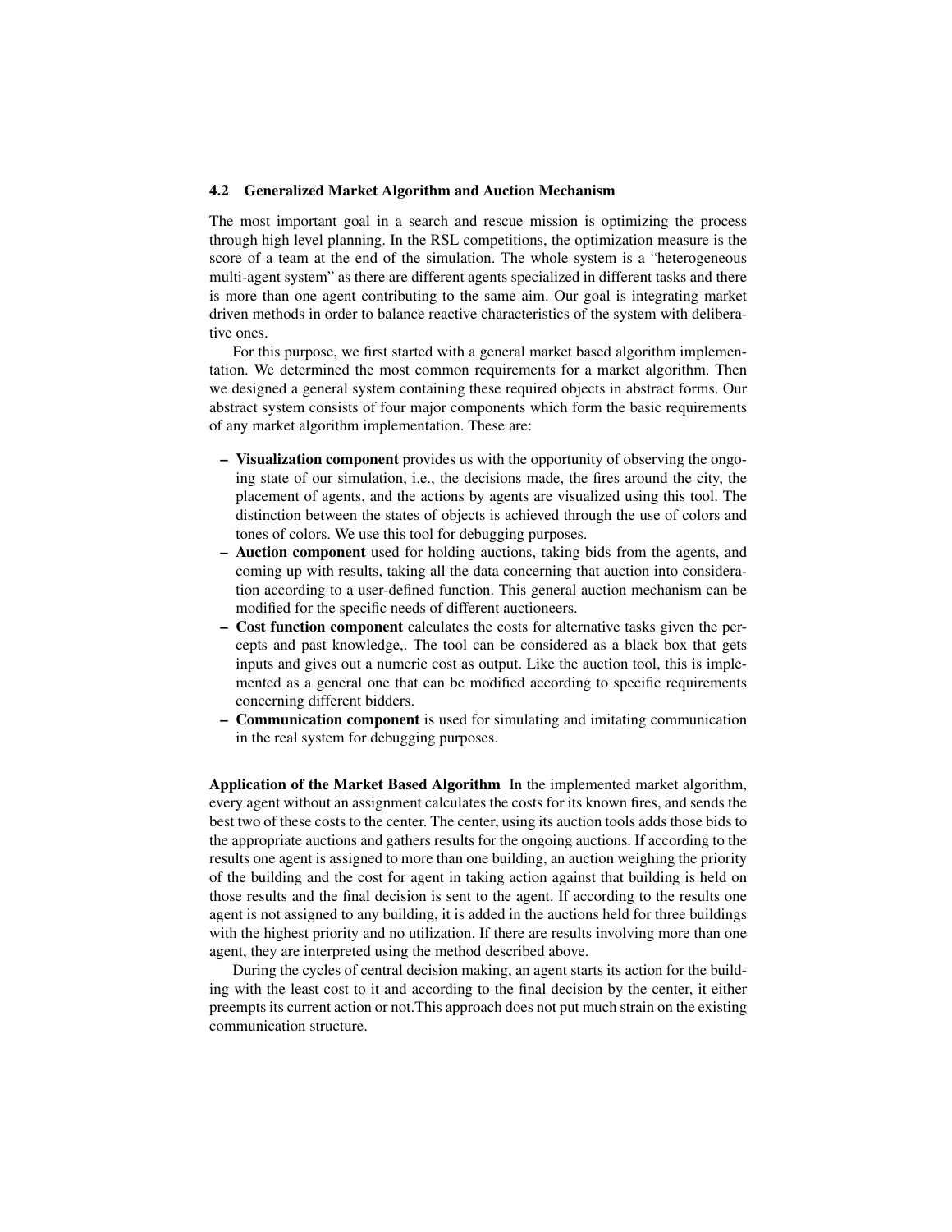### 4.2 Generalized Market Algorithm and Auction Mechanism

The most important goal in a search and rescue mission is optimizing the process through high level planning. In the RSL competitions, the optimization measure is the score of a team at the end of the simulation. The whole system is a "heterogeneous multi-agent system" as there are different agents specialized in different tasks and there is more than one agent contributing to the same aim. Our goal is integrating market driven methods in order to balance reactive characteristics of the system with deliberative ones.

For this purpose, we first started with a general market based algorithm implementation. We determined the most common requirements for a market algorithm. Then we designed a general system containing these required objects in abstract forms. Our abstract system consists of four major components which form the basic requirements of any market algorithm implementation. These are:

- **Visualization component** provides us with the opportunity of observing the ongoing state of our simulation, i.e., the decisions made, the fires around the city, the placement of agents, and the actions by agents are visualized using this tool. The distinction between the states of objects is achieved through the use of colors and tones of colors. We use this tool for debugging purposes.
- **Auction component** used for holding auctions, taking bids from the agents, and coming up with results, taking all the data concerning that auction into consideration according to a user-defined function. This general auction mechanism can be modified for the specific needs of different auctioneers.
- **Cost function component** calculates the costs for alternative tasks given the percepts and past knowledge,. The tool can be considered as a black box that gets inputs and gives out a numeric cost as output. Like the auction tool, this is implemented as a general one that can be modified according to specific requirements concerning different bidders.
- **Communication component** is used for simulating and imitating communication in the real system for debugging purposes.

**Application of the Market Based Algorithm** In the implemented market algorithm, every agent without an assignment calculates the costs for its known fires, and sends the best two of these costs to the center. The center, using its auction tools adds those bids to the appropriate auctions and gathers results for the ongoing auctions. If according to the results one agent is assigned to more than one building, an auction weighing the priority of the building and the cost for agent in taking action against that building is held on those results and the final decision is sent to the agent. If according to the results one agent is not assigned to any building, it is added in the auctions held for three buildings with the highest priority and no utilization. If there are results involving more than one agent, they are interpreted using the method described above.

During the cycles of central decision making, an agent starts its action for the building with the least cost to it and according to the final decision by the center, it either preempts its current action or not.This approach does not put much strain on the existing communication structure.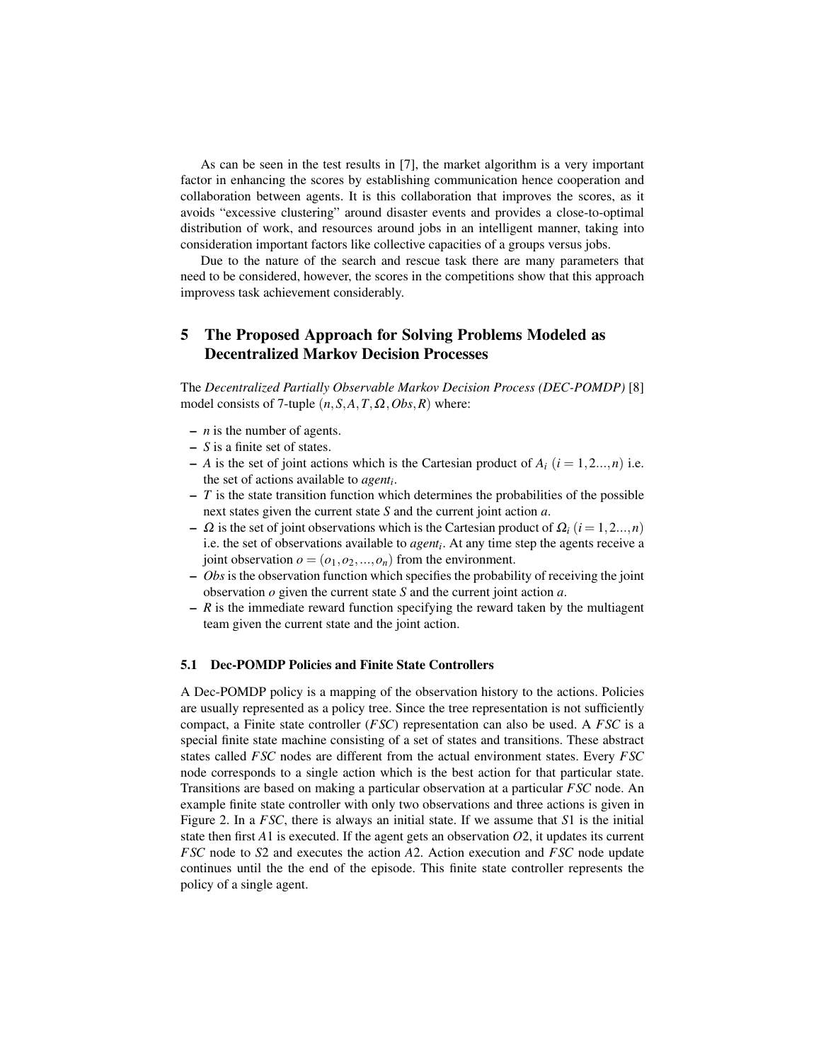As can be seen in the test results in [7], the market algorithm is a very important factor in enhancing the scores by establishing communication hence cooperation and collaboration between agents. It is this collaboration that improves the scores, as it avoids "excessive clustering" around disaster events and provides a close-to-optimal distribution of work, and resources around jobs in an intelligent manner, taking into consideration important factors like collective capacities of a groups versus jobs.

Due to the nature of the search and rescue task there are many parameters that need to be considered, however, the scores in the competitions show that this approach improvess task achievement considerably.

## 5 The Proposed Approach for Solving Problems Modeled as Decentralized Markov Decision Processes

The *Decentralized Partially Observable Markov Decision Process (DEC-POMDP)* [8] model consists of 7-tuple $(n, S, A, T, \Omega, Obs, R)$ where:

- $n$ is the number of agents.
- $S$ is a finite set of states.
- $A$ is the set of joint actions which is the Cartesian product of $A_i$ $(i = 1, 2..., n)$ i.e. the set of actions available to $agent_i$.
- $T$ is the state transition function which determines the probabilities of the possible next states given the current state $S$ and the current joint action $a$.
- $\Omega$ is the set of joint observations which is the Cartesian product of $\Omega_i$ $(i = 1, 2..., n)$ i.e. the set of observations available to $agent_i$. At any time step the agents receive a joint observation $o = (o_1, o_2, ..., o_n)$ from the environment.
- $Obs$ is the observation function which specifies the probability of receiving the joint observation $o$ given the current state $S$ and the current joint action $a$.
- $R$ is the immediate reward function specifying the reward taken by the multiagent team given the current state and the joint action.

### 5.1 Dec-POMDP Policies and Finite State Controllers

A Dec-POMDP policy is a mapping of the observation history to the actions. Policies are usually represented as a policy tree. Since the tree representation is not sufficiently compact, a Finite state controller ($FSC$) representation can also be used. A $FSC$ is a special finite state machine consisting of a set of states and transitions. These abstract states called $FSC$ nodes are different from the actual environment states. Every $FSC$ node corresponds to a single action which is the best action for that particular state. Transitions are based on making a particular observation at a particular $FSC$ node. An example finite state controller with only two observations and three actions is given in Figure 2. In a $FSC$, there is always an initial state. If we assume that $S1$ is the initial state then first $A1$ is executed. If the agent gets an observation $O2$, it updates its current $FSC$ node to $S2$ and executes the action $A2$. Action execution and $FSC$ node update continues until the the end of the episode. This finite state controller represents the policy of a single agent.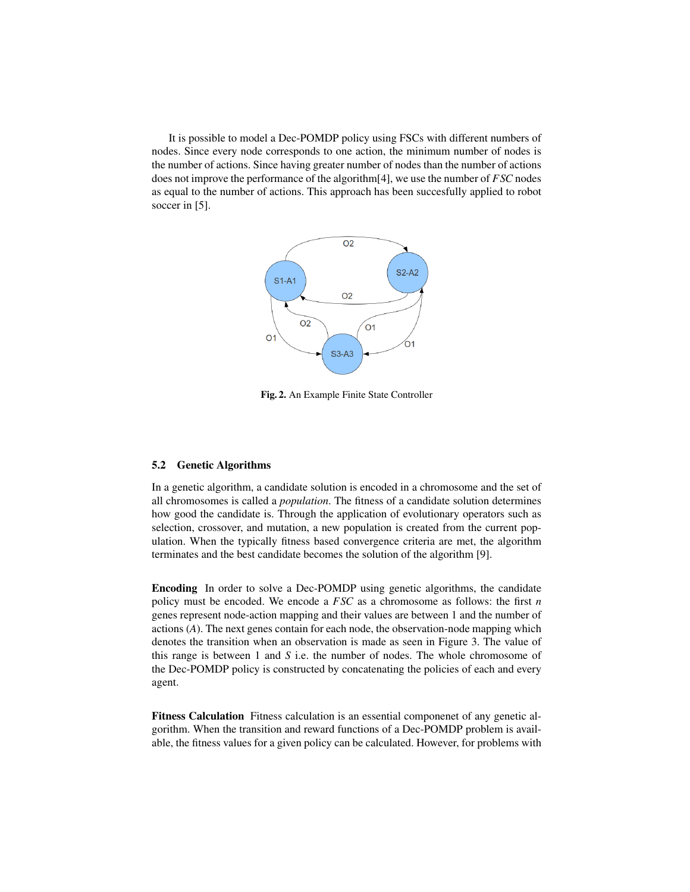It is possible to model a Dec-POMDP policy using FSCs with different numbers of nodes. Since every node corresponds to one action, the minimum number of nodes is the number of actions. Since having greater number of nodes than the number of actions does not improve the performance of the algorithm[4], we use the number of *FSC* nodes as equal to the number of actions. This approach has been succesfully applied to robot soccer in [5].

**Fig. 2.** An Example Finite State Controller

### 5.2 Genetic Algorithms

In a genetic algorithm, a candidate solution is encoded in a chromosome and the set of all chromosomes is called a *population*. The fitness of a candidate solution determines how good the candidate is. Through the application of evolutionary operators such as selection, crossover, and mutation, a new population is created from the current population. When the typically fitness based convergence criteria are met, the algorithm terminates and the best candidate becomes the solution of the algorithm [9].

**Encoding** In order to solve a Dec-POMDP using genetic algorithms, the candidate policy must be encoded. We encode a *FSC* as a chromosome as follows: the first $n$ genes represent node-action mapping and their values are between 1 and the number of actions ($A$). The next genes contain for each node, the observation-node mapping which denotes the transition when an observation is made as seen in Figure 3. The value of this range is between 1 and $S$ i.e. the number of nodes. The whole chromosome of the Dec-POMDP policy is constructed by concatenating the policies of each and every agent.

**Fitness Calculation** Fitness calculation is an essential componenet of any genetic algorithm. When the transition and reward functions of a Dec-POMDP problem is available, the fitness values for a given policy can be calculated. However, for problems with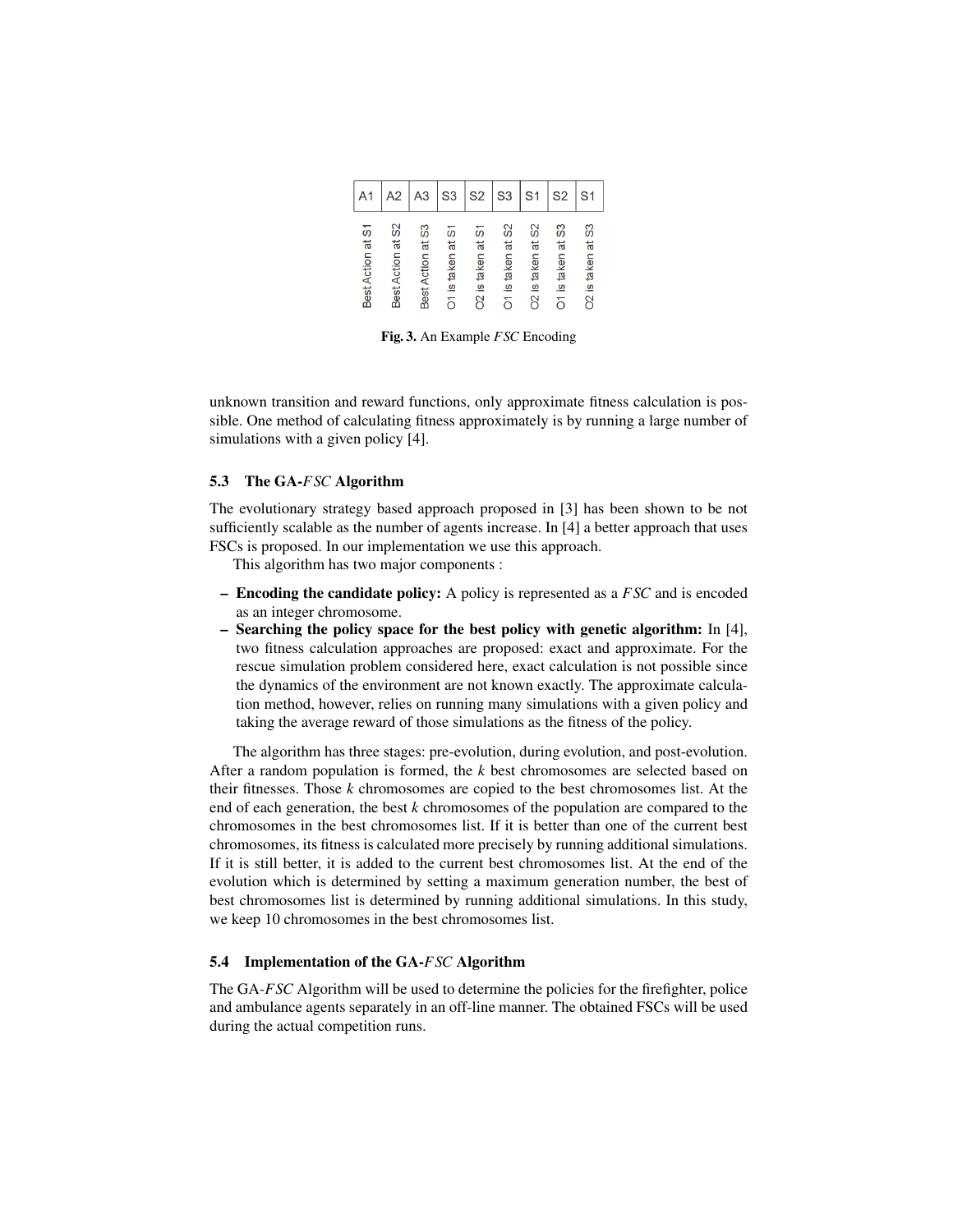| A1 | A2 | A3 | S3 | S2 | S3 | S1 | S2 | S1 |
|---|---|---|---|---|---|---|---|---|
| Best Action at S1 | Best Action at S2 | Best Action at S3 | O1 is taken at S1 | O2 is taken at S1 | O1 is taken at S2 | O2 is taken at S2 | O1 is taken at S3 | O2 is taken at S3 |

**Fig. 3.** An Example *FSC* Encoding

unknown transition and reward functions, only approximate fitness calculation is possible. One method of calculating fitness approximately is by running a large number of simulations with a given policy [4].

### 5.3 The GA-*FSC* Algorithm

The evolutionary strategy based approach proposed in [3] has been shown to be not sufficiently scalable as the number of agents increase. In [4] a better approach that uses FSCs is proposed. In our implementation we use this approach.

This algorithm has two major components :

- **Encoding the candidate policy:** A policy is represented as a *FSC* and is encoded as an integer chromosome.
- **Searching the policy space for the best policy with genetic algorithm:** In [4], two fitness calculation approaches are proposed: exact and approximate. For the rescue simulation problem considered here, exact calculation is not possible since the dynamics of the environment are not known exactly. The approximate calculation method, however, relies on running many simulations with a given policy and taking the average reward of those simulations as the fitness of the policy.

The algorithm has three stages: pre-evolution, during evolution, and post-evolution. After a random population is formed, the $k$ best chromosomes are selected based on their fitnesses. Those $k$ chromosomes are copied to the best chromosomes list. At the end of each generation, the best $k$ chromosomes of the population are compared to the chromosomes in the best chromosomes list. If it is better than one of the current best chromosomes, its fitness is calculated more precisely by running additional simulations. If it is still better, it is added to the current best chromosomes list. At the end of the evolution which is determined by setting a maximum generation number, the best of best chromosomes list is determined by running additional simulations. In this study, we keep 10 chromosomes in the best chromosomes list.

### 5.4 Implementation of the GA-*FSC* Algorithm

The GA-*FSC* Algorithm will be used to determine the policies for the firefighter, police and ambulance agents separately in an off-line manner. The obtained FSCs will be used during the actual competition runs.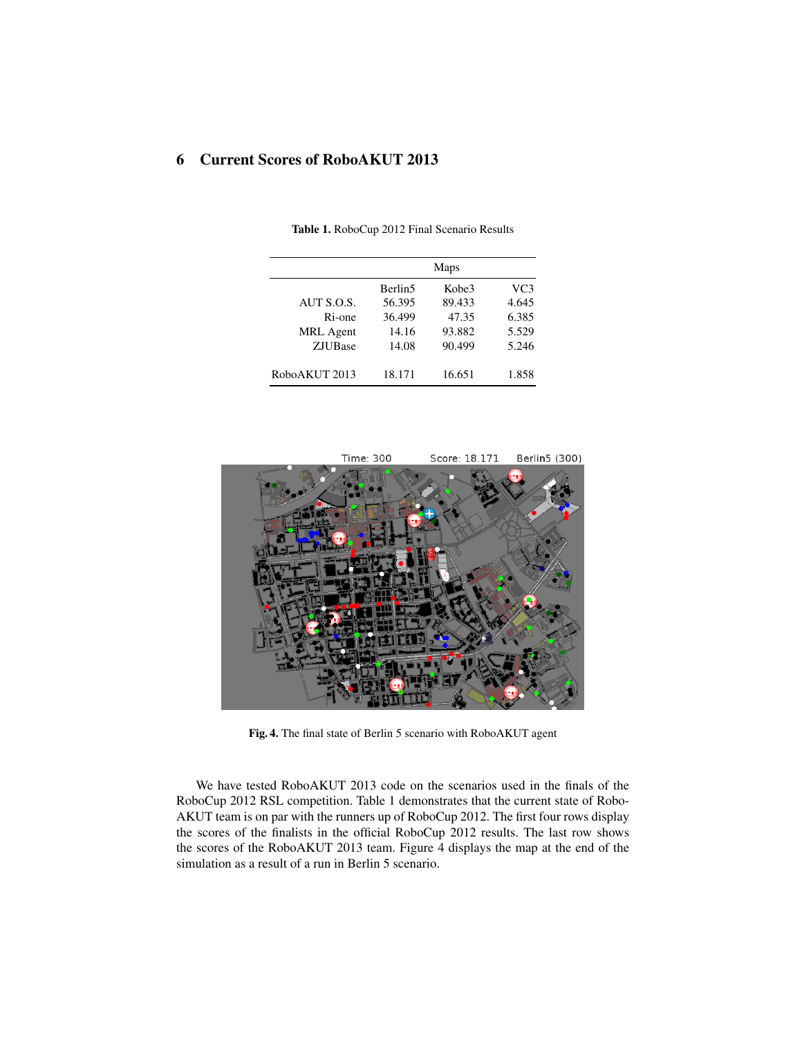## 6 Current Scores of RoboAKUT 2013

**Table 1.** RoboCup 2012 Final Scenario Results

| | Maps | | |
|---|---|---|---|
| | Berlin5 | Kobe3 | VC3 |
| AUT S.O.S. | 56.395 | 89.433 | 4.645 |
| Ri-one | 36.499 | 47.35 | 6.385 |
| MRL Agent | 14.16 | 93.882 | 5.529 |
| ZJUBase | 14.08 | 90.499 | 5.246 |
| RoboAKUT 2013 | 18.171 | 16.651 | 1.858 |

**Fig. 4.** The final state of Berlin 5 scenario with RoboAKUT agent

We have tested RoboAKUT 2013 code on the scenarios used in the finals of the RoboCup 2012 RSL competition. Table 1 demonstrates that the current state of RoboAKUT team is on par with the runners up of RoboCup 2012. The first four rows display the scores of the finalists in the official RoboCup 2012 results. The last row shows the scores of the RoboAKUT 2013 team. Figure 4 displays the map at the end of the simulation as a result of a run in Berlin 5 scenario.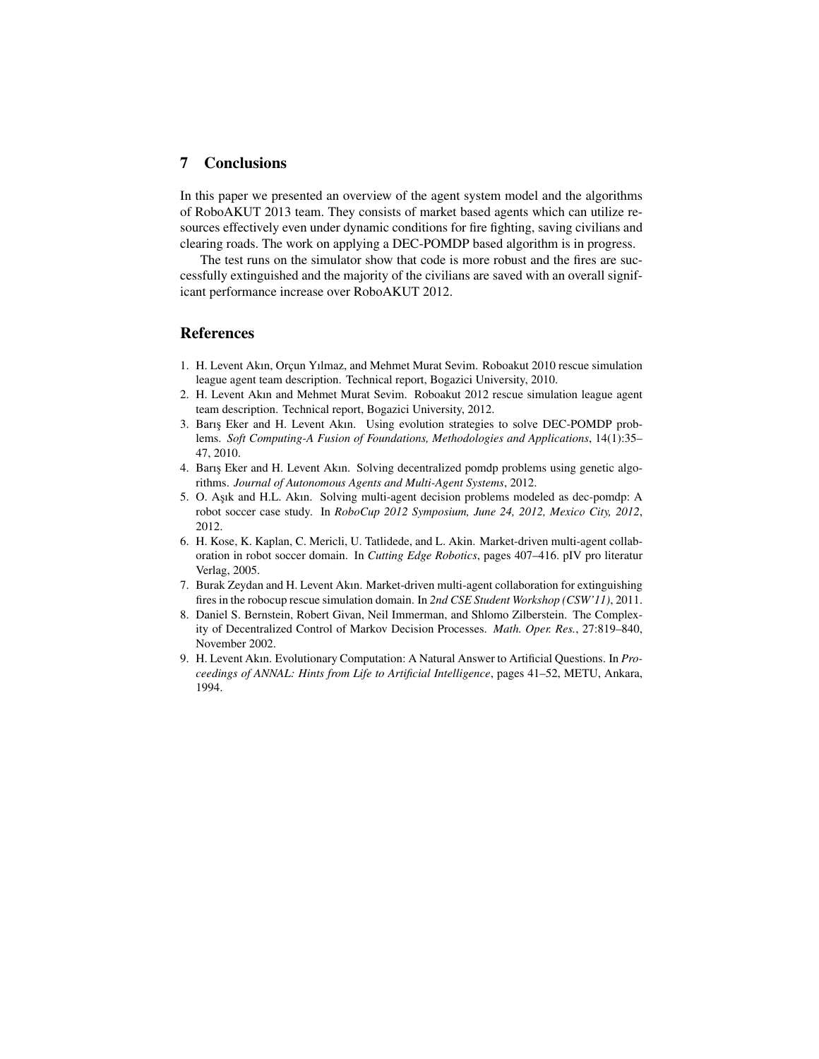## 7 Conclusions

In this paper we presented an overview of the agent system model and the algorithms of RoboAKUT 2013 team. They consists of market based agents which can utilize resources effectively even under dynamic conditions for fire fighting, saving civilians and clearing roads. The work on applying a DEC-POMDP based algorithm is in progress.

The test runs on the simulator show that code is more robust and the fires are successfully extinguished and the majority of the civilians are saved with an overall significant performance increase over RoboAKUT 2012.

## References

1. H. Levent Akın, Orçun Yılmaz, and Mehmet Murat Sevim. Roboakut 2010 rescue simulation league agent team description. Technical report, Bogazici University, 2010.
2. H. Levent Akın and Mehmet Murat Sevim. Roboakut 2012 rescue simulation league agent team description. Technical report, Bogazici University, 2012.
3. Barış Eker and H. Levent Akın. Using evolution strategies to solve DEC-POMDP problems. *Soft Computing-A Fusion of Foundations, Methodologies and Applications*, 14(1):35–47, 2010.
4. Barış Eker and H. Levent Akın. Solving decentralized pomdp problems using genetic algorithms. *Journal of Autonomous Agents and Multi-Agent Systems*, 2012.
5. O. Aşık and H.L. Akın. Solving multi-agent decision problems modeled as dec-pomdp: A robot soccer case study. In *RoboCup 2012 Symposium, June 24, 2012, Mexico City, 2012*, 2012.
6. H. Kose, K. Kaplan, C. Mericli, U. Tatlidede, and L. Akin. Market-driven multi-agent collaboration in robot soccer domain. In *Cutting Edge Robotics*, pages 407–416. pIV pro literatur Verlag, 2005.
7. Burak Zeydan and H. Levent Akın. Market-driven multi-agent collaboration for extinguishing fires in the robocup rescue simulation domain. In *2nd CSE Student Workshop (CSW'11)*, 2011.
8. Daniel S. Bernstein, Robert Givan, Neil Immerman, and Shlomo Zilberstein. The Complexity of Decentralized Control of Markov Decision Processes. *Math. Oper. Res.*, 27:819–840, November 2002.
9. H. Levent Akın. Evolutionary Computation: A Natural Answer to Artificial Questions. In *Proceedings of ANNAL: Hints from Life to Artificial Intelligence*, pages 41–52, METU, Ankara, 1994.